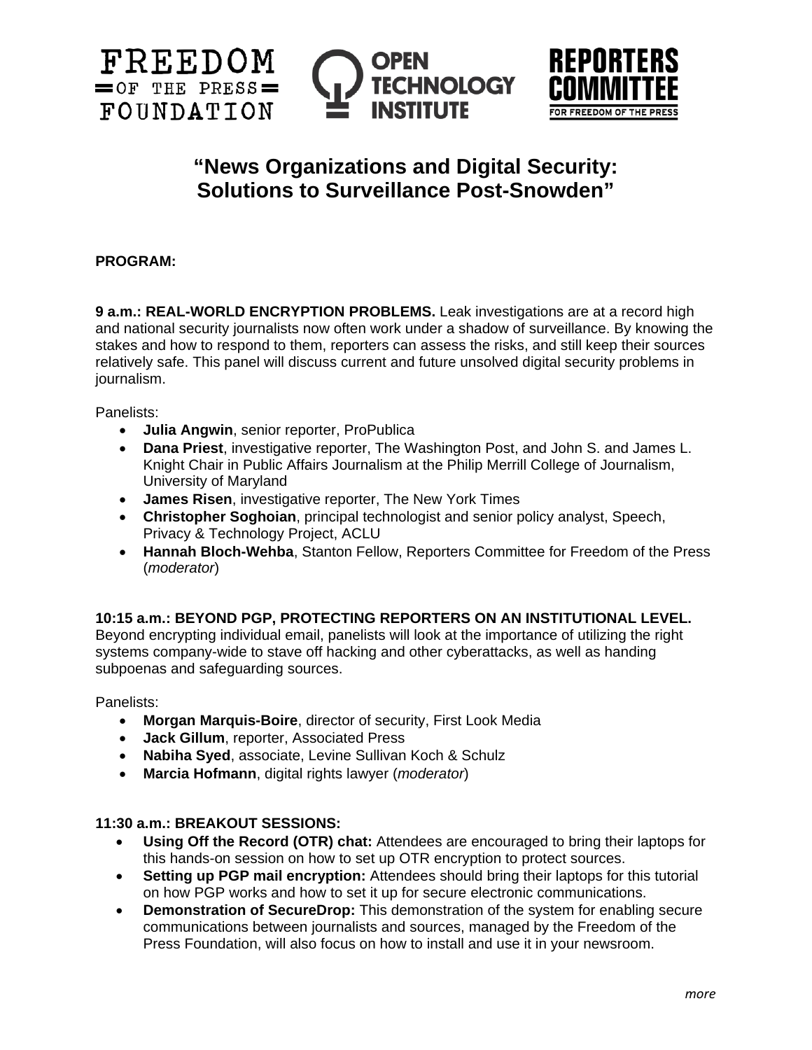FREEDOM OF THE PRESS FOUNDATION | OPEN TECHNOLOGY INSTITUTE | REPORTERS COMMITTEE FOR FREEDOM OF THE PRESS

# "News Organizations and Digital Security: Solutions to Surveillance Post-Snowden"

**PROGRAM:**

**9 a.m.: REAL-WORLD ENCRYPTION PROBLEMS.** Leak investigations are at a record high and national security journalists now often work under a shadow of surveillance. By knowing the stakes and how to respond to them, reporters can assess the risks, and still keep their sources relatively safe. This panel will discuss current and future unsolved digital security problems in journalism.

Panelists:

- **Julia Angwin**, senior reporter, ProPublica
- **Dana Priest**, investigative reporter, The Washington Post, and John S. and James L. Knight Chair in Public Affairs Journalism at the Philip Merrill College of Journalism, University of Maryland
- **James Risen**, investigative reporter, The New York Times
- **Christopher Soghoian**, principal technologist and senior policy analyst, Speech, Privacy & Technology Project, ACLU
- **Hannah Bloch-Wehba**, Stanton Fellow, Reporters Committee for Freedom of the Press (*moderator*)

**10:15 a.m.: BEYOND PGP, PROTECTING REPORTERS ON AN INSTITUTIONAL LEVEL.** Beyond encrypting individual email, panelists will look at the importance of utilizing the right systems company-wide to stave off hacking and other cyberattacks, as well as handing subpoenas and safeguarding sources.

Panelists:

- **Morgan Marquis-Boire**, director of security, First Look Media
- **Jack Gillum**, reporter, Associated Press
- **Nabiha Syed**, associate, Levine Sullivan Koch & Schulz
- **Marcia Hofmann**, digital rights lawyer (*moderator*)

**11:30 a.m.: BREAKOUT SESSIONS:**

- **Using Off the Record (OTR) chat:** Attendees are encouraged to bring their laptops for this hands-on session on how to set up OTR encryption to protect sources.
- **Setting up PGP mail encryption:** Attendees should bring their laptops for this tutorial on how PGP works and how to set it up for secure electronic communications.
- **Demonstration of SecureDrop:** This demonstration of the system for enabling secure communications between journalists and sources, managed by the Freedom of the Press Foundation, will also focus on how to install and use it in your newsroom.

*more*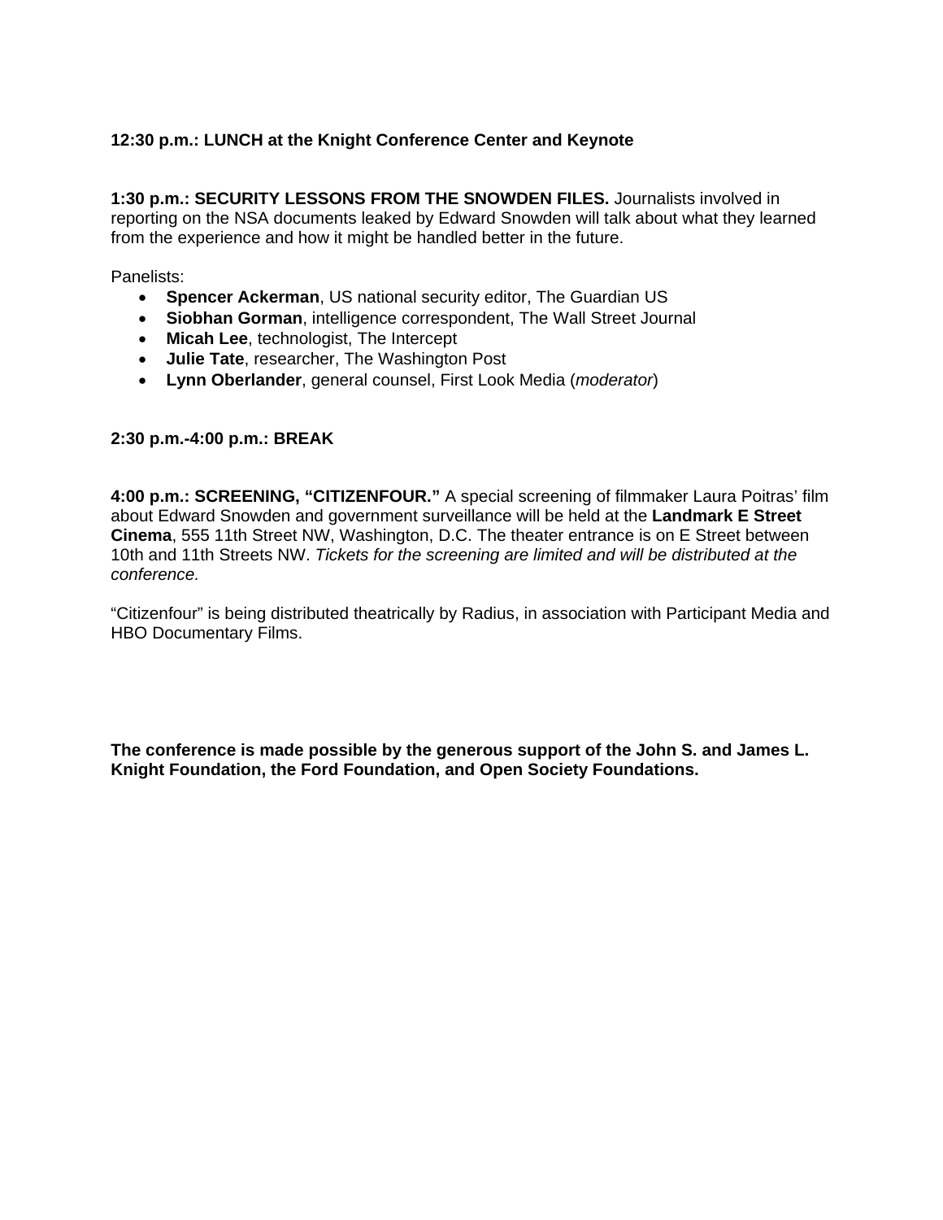**12:30 p.m.: LUNCH at the Knight Conference Center and Keynote**

**1:30 p.m.: SECURITY LESSONS FROM THE SNOWDEN FILES.** Journalists involved in reporting on the NSA documents leaked by Edward Snowden will talk about what they learned from the experience and how it might be handled better in the future.

Panelists:

- **Spencer Ackerman**, US national security editor, The Guardian US
- **Siobhan Gorman**, intelligence correspondent, The Wall Street Journal
- **Micah Lee**, technologist, The Intercept
- **Julie Tate**, researcher, The Washington Post
- **Lynn Oberlander**, general counsel, First Look Media (*moderator*)

**2:30 p.m.-4:00 p.m.: BREAK**

**4:00 p.m.: SCREENING, "CITIZENFOUR."** A special screening of filmmaker Laura Poitras' film about Edward Snowden and government surveillance will be held at the **Landmark E Street Cinema**, 555 11th Street NW, Washington, D.C. The theater entrance is on E Street between 10th and 11th Streets NW. *Tickets for the screening are limited and will be distributed at the conference.*

"Citizenfour" is being distributed theatrically by Radius, in association with Participant Media and HBO Documentary Films.

**The conference is made possible by the generous support of the John S. and James L. Knight Foundation, the Ford Foundation, and Open Society Foundations.**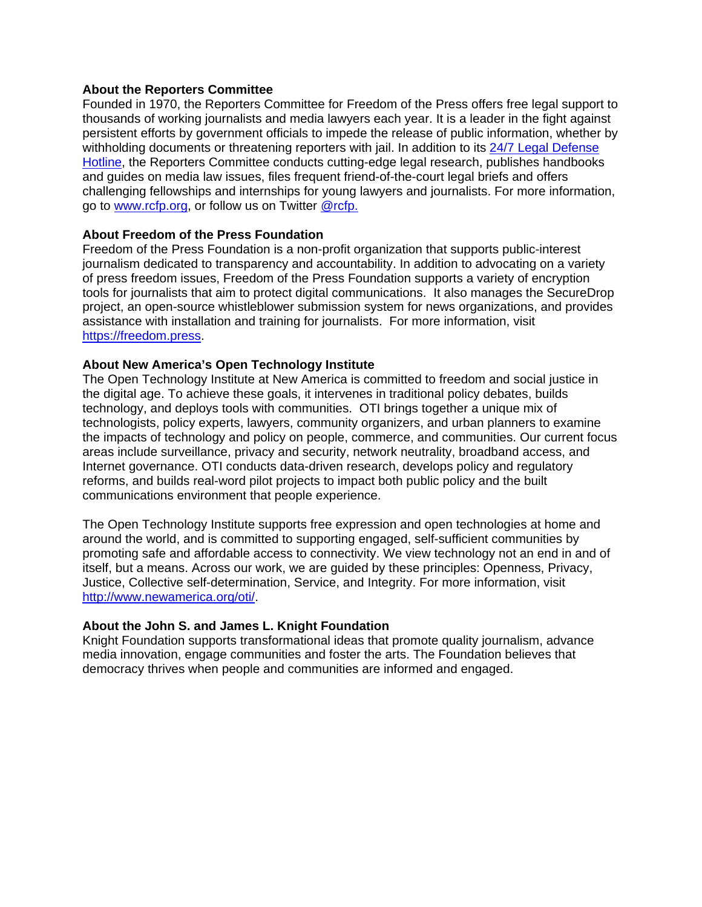**About the Reporters Committee**
Founded in 1970, the Reporters Committee for Freedom of the Press offers free legal support to thousands of working journalists and media lawyers each year. It is a leader in the fight against persistent efforts by government officials to impede the release of public information, whether by withholding documents or threatening reporters with jail. In addition to its [24/7 Legal Defense Hotline](), the Reporters Committee conducts cutting-edge legal research, publishes handbooks and guides on media law issues, files frequent friend-of-the-court legal briefs and offers challenging fellowships and internships for young lawyers and journalists. For more information, go to [www.rcfp.org](http://www.rcfp.org), or follow us on Twitter [@rcfp.]()

**About Freedom of the Press Foundation**
Freedom of the Press Foundation is a non-profit organization that supports public-interest journalism dedicated to transparency and accountability. In addition to advocating on a variety of press freedom issues, Freedom of the Press Foundation supports a variety of encryption tools for journalists that aim to protect digital communications. It also manages the SecureDrop project, an open-source whistleblower submission system for news organizations, and provides assistance with installation and training for journalists. For more information, visit [https://freedom.press](https://freedom.press).

**About New America's Open Technology Institute**
The Open Technology Institute at New America is committed to freedom and social justice in the digital age. To achieve these goals, it intervenes in traditional policy debates, builds technology, and deploys tools with communities. OTI brings together a unique mix of technologists, policy experts, lawyers, community organizers, and urban planners to examine the impacts of technology and policy on people, commerce, and communities. Our current focus areas include surveillance, privacy and security, network neutrality, broadband access, and Internet governance. OTI conducts data-driven research, develops policy and regulatory reforms, and builds real-word pilot projects to impact both public policy and the built communications environment that people experience.

The Open Technology Institute supports free expression and open technologies at home and around the world, and is committed to supporting engaged, self-sufficient communities by promoting safe and affordable access to connectivity. We view technology not an end in and of itself, but a means. Across our work, we are guided by these principles: Openness, Privacy, Justice, Collective self-determination, Service, and Integrity. For more information, visit [http://www.newamerica.org/oti/](http://www.newamerica.org/oti/).

**About the John S. and James L. Knight Foundation**
Knight Foundation supports transformational ideas that promote quality journalism, advance media innovation, engage communities and foster the arts. The Foundation believes that democracy thrives when people and communities are informed and engaged.